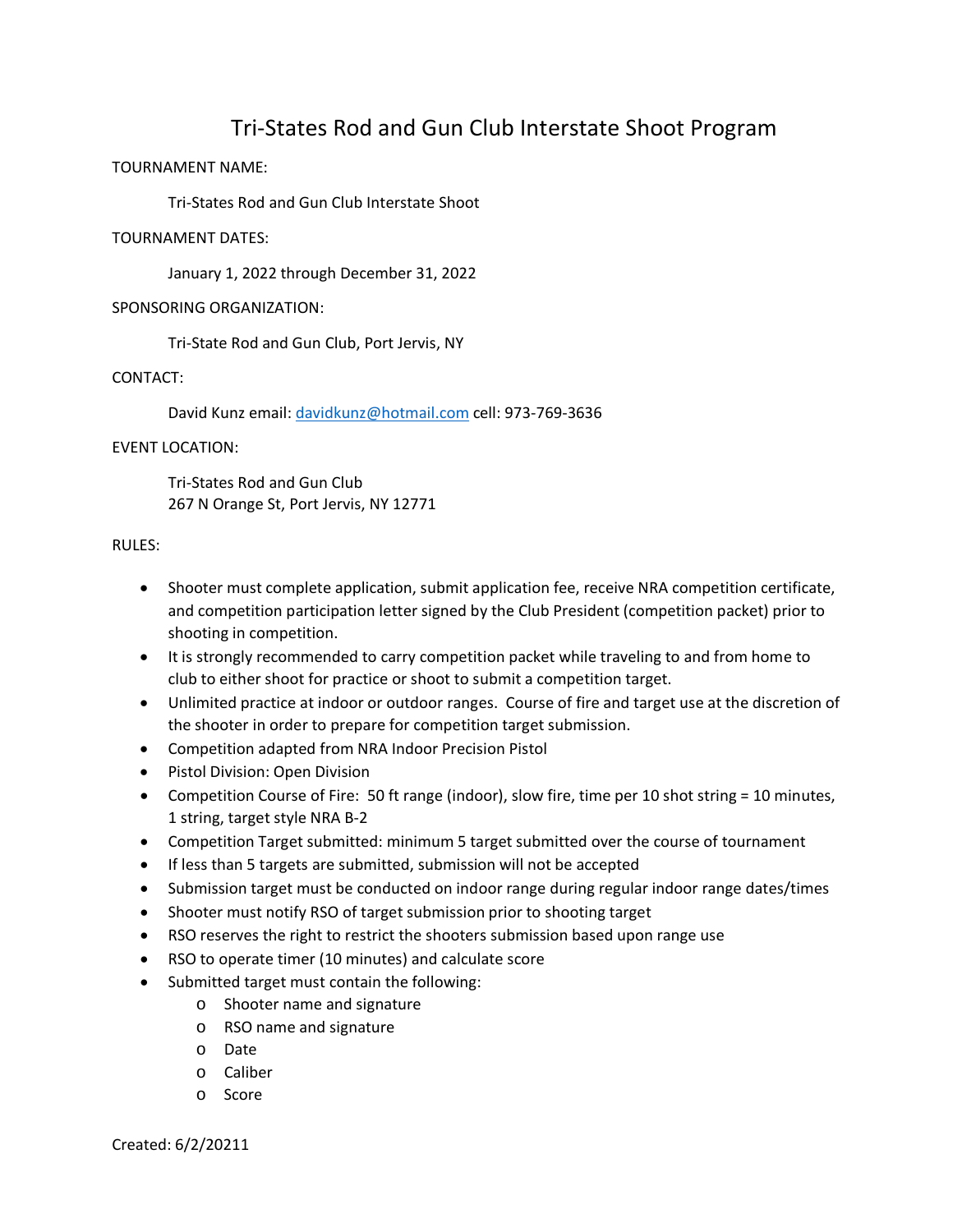# Tri-States Rod and Gun Club Interstate Shoot Program

TOURNAMENT NAME:

Tri-States Rod and Gun Club Interstate Shoot

TOURNAMENT DATES:

January 1, 2022 through December 31, 2022

SPONSORING ORGANIZATION:

Tri-State Rod and Gun Club, Port Jervis, NY

CONTACT:

David Kunz email: davidkunz@hotmail.com cell: 973-769-3636

EVENT LOCATION:

Tri-States Rod and Gun Club
267 N Orange St, Port Jervis, NY 12771

RULES:

- Shooter must complete application, submit application fee, receive NRA competition certificate, and competition participation letter signed by the Club President (competition packet) prior to shooting in competition.
- It is strongly recommended to carry competition packet while traveling to and from home to club to either shoot for practice or shoot to submit a competition target.
- Unlimited practice at indoor or outdoor ranges. Course of fire and target use at the discretion of the shooter in order to prepare for competition target submission.
- Competition adapted from NRA Indoor Precision Pistol
- Pistol Division: Open Division
- Competition Course of Fire: 50 ft range (indoor), slow fire, time per 10 shot string = 10 minutes, 1 string, target style NRA B-2
- Competition Target submitted: minimum 5 target submitted over the course of tournament
- If less than 5 targets are submitted, submission will not be accepted
- Submission target must be conducted on indoor range during regular indoor range dates/times
- Shooter must notify RSO of target submission prior to shooting target
- RSO reserves the right to restrict the shooters submission based upon range use
- RSO to operate timer (10 minutes) and calculate score
- Submitted target must contain the following:
    - Shooter name and signature
    - RSO name and signature
    - Date
    - Caliber
    - Score

Created: 6/2/20211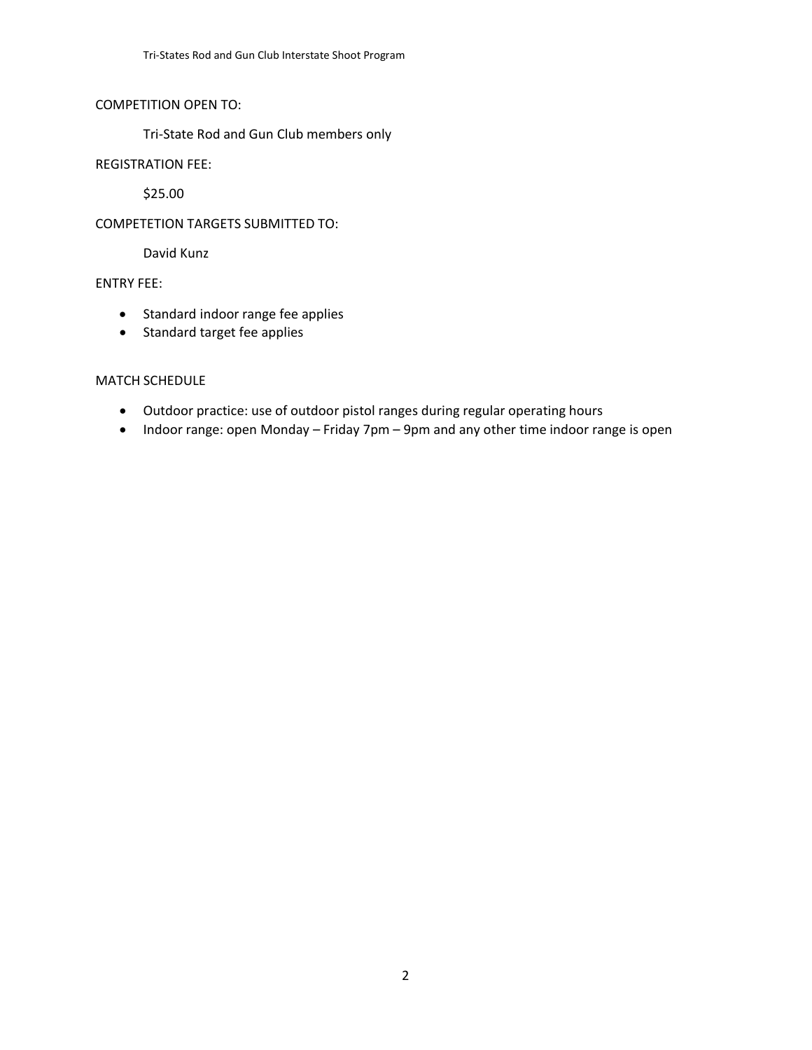COMPETITION OPEN TO:

Tri-State Rod and Gun Club members only

REGISTRATION FEE:

$25.00

COMPETETION TARGETS SUBMITTED TO:

David Kunz

ENTRY FEE:

- Standard indoor range fee applies
- Standard target fee applies

MATCH SCHEDULE

- Outdoor practice: use of outdoor pistol ranges during regular operating hours
- Indoor range: open Monday – Friday 7pm – 9pm and any other time indoor range is open